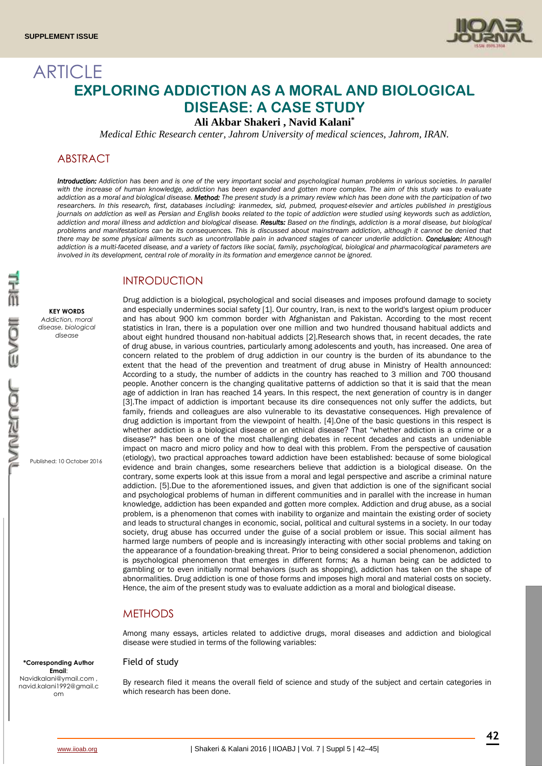SUPPLEMENT ISSUE

ARTICLE

# EXPLORING ADDICTION AS A MORAL AND BIOLOGICAL DISEASE: A CASE STUDY

**Ali Akbar Shakeri , Navid Kalani***

*Medical Ethic Research center, Jahrom University of medical sciences, Jahrom, IRAN.*

## ABSTRACT

***Introduction:*** *Addiction has been and is one of the very important social and psychological human problems in various societies. In parallel with the increase of human knowledge, addiction has been expanded and gotten more complex. The aim of this study was to evaluate addiction as a moral and biological disease.* ***Method:*** *The present study is a primary review which has been done with the participation of two researchers. In this research, first, databases including: iranmedex, sid, pubmed, proquest-elsevier and articles published in prestigious journals on addiction as well as Persian and English books related to the topic of addiction were studied using keywords such as addiction, addiction and moral illness and addiction and biological disease.* ***Results:*** *Based on the findings, addiction is a moral disease, but biological problems and manifestations can be its consequences. This is discussed about mainstream addiction, although it cannot be denied that there may be some physical ailments such as uncontrollable pain in advanced stages of cancer underlie addiction.* ***Conclusion:*** *Although addiction is a multi-faceted disease, and a variety of factors like social, family, psychological, biological and pharmacological parameters are involved in its development, central role of morality in its formation and emergence cannot be ignored.*

**KEY WORDS**
*Addiction, moral disease, biological disease*

Published: 10 October 2016

\*Corresponding Author
**Email**:
Navidkalani@ymail.com , navid.kalani1992@gmail.com

## INTRODUCTION

Drug addiction is a biological, psychological and social diseases and imposes profound damage to society and especially undermines social safety [1]. Our country, Iran, is next to the world's largest opium producer and has about 900 km common border with Afghanistan and Pakistan. According to the most recent statistics in Iran, there is a population over one million and two hundred thousand habitual addicts and about eight hundred thousand non-habitual addicts [2].Research shows that, in recent decades, the rate of drug abuse, in various countries, particularly among adolescents and youth, has increased. One area of concern related to the problem of drug addiction in our country is the burden of its abundance to the extent that the head of the prevention and treatment of drug abuse in Ministry of Health announced: According to a study, the number of addicts in the country has reached to 3 million and 700 thousand people. Another concern is the changing qualitative patterns of addiction so that it is said that the mean age of addiction in Iran has reached 14 years. In this respect, the next generation of country is in danger [3].The impact of addiction is important because its dire consequences not only suffer the addicts, but family, friends and colleagues are also vulnerable to its devastative consequences. High prevalence of drug addiction is important from the viewpoint of health. [4].One of the basic questions in this respect is whether addiction is a biological disease or an ethical disease? That "whether addiction is a crime or a disease?" has been one of the most challenging debates in recent decades and casts an undeniable impact on macro and micro policy and how to deal with this problem. From the perspective of causation (etiology), two practical approaches toward addiction have been established: because of some biological evidence and brain changes, some researchers believe that addiction is a biological disease. On the contrary, some experts look at this issue from a moral and legal perspective and ascribe a criminal nature addiction. [5].Due to the aforementioned issues, and given that addiction is one of the significant social and psychological problems of human in different communities and in parallel with the increase in human knowledge, addiction has been expanded and gotten more complex. Addiction and drug abuse, as a social problem, is a phenomenon that comes with inability to organize and maintain the existing order of society and leads to structural changes in economic, social, political and cultural systems in a society. In our today society, drug abuse has occurred under the guise of a social problem or issue. This social ailment has harmed large numbers of people and is increasingly interacting with other social problems and taking on the appearance of a foundation-breaking threat. Prior to being considered a social phenomenon, addiction is psychological phenomenon that emerges in different forms; As a human being can be addicted to gambling or to even initially normal behaviors (such as shopping), addiction has taken on the shape of abnormalities. Drug addiction is one of those forms and imposes high moral and material costs on society. Hence, the aim of the present study was to evaluate addiction as a moral and biological disease.

## METHODS

Among many essays, articles related to addictive drugs, moral diseases and addiction and biological disease were studied in terms of the following variables:

### Field of study

By research filed it means the overall field of science and study of the subject and certain categories in which research has been done.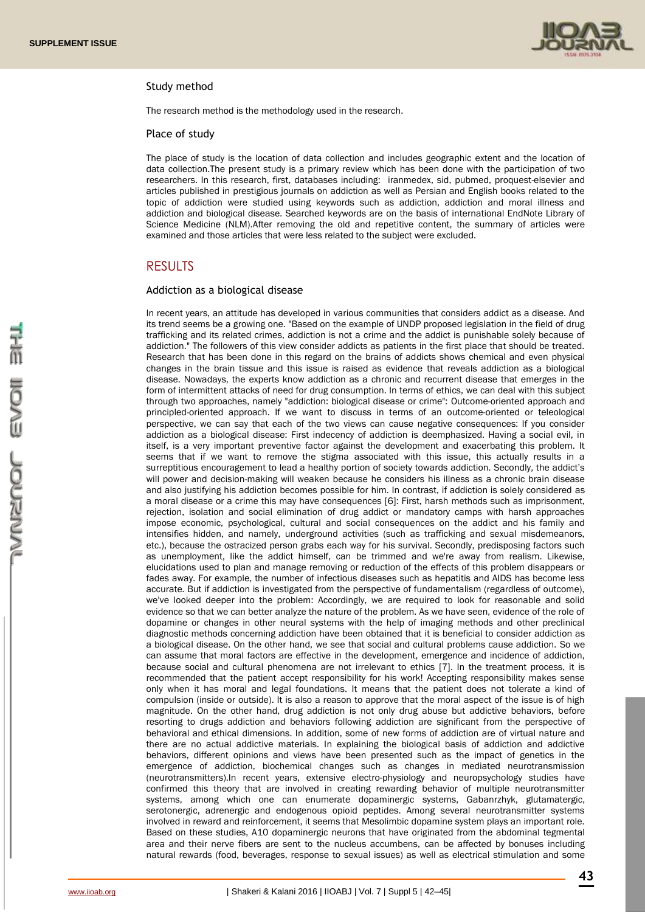### Study method

The research method is the methodology used in the research.

### Place of study

The place of study is the location of data collection and includes geographic extent and the location of data collection.The present study is a primary review which has been done with the participation of two researchers. In this research, first, databases including: iranmedex, sid, pubmed, proquest-elsevier and articles published in prestigious journals on addiction as well as Persian and English books related to the topic of addiction were studied using keywords such as addiction, addiction and moral illness and addiction and biological disease. Searched keywords are on the basis of international EndNote Library of Science Medicine (NLM).After removing the old and repetitive content, the summary of articles were examined and those articles that were less related to the subject were excluded.

## RESULTS

### Addiction as a biological disease

In recent years, an attitude has developed in various communities that considers addict as a disease. And its trend seems be a growing one. "Based on the example of UNDP proposed legislation in the field of drug trafficking and its related crimes, addiction is not a crime and the addict is punishable solely because of addiction." The followers of this view consider addicts as patients in the first place that should be treated. Research that has been done in this regard on the brains of addicts shows chemical and even physical changes in the brain tissue and this issue is raised as evidence that reveals addiction as a biological disease. Nowadays, the experts know addiction as a chronic and recurrent disease that emerges in the form of intermittent attacks of need for drug consumption. In terms of ethics, we can deal with this subject through two approaches, namely "addiction: biological disease or crime": Outcome-oriented approach and principled-oriented approach. If we want to discuss in terms of an outcome-oriented or teleological perspective, we can say that each of the two views can cause negative consequences: If you consider addiction as a biological disease: First indecency of addiction is deemphasized. Having a social evil, in itself, is a very important preventive factor against the development and exacerbating this problem. It seems that if we want to remove the stigma associated with this issue, this actually results in a surreptitious encouragement to lead a healthy portion of society towards addiction. Secondly, the addict's will power and decision-making will weaken because he considers his illness as a chronic brain disease and also justifying his addiction becomes possible for him. In contrast, if addiction is solely considered as a moral disease or a crime this may have consequences [6]: First, harsh methods such as imprisonment, rejection, isolation and social elimination of drug addict or mandatory camps with harsh approaches impose economic, psychological, cultural and social consequences on the addict and his family and intensifies hidden, and namely, underground activities (such as trafficking and sexual misdemeanors, etc.), because the ostracized person grabs each way for his survival. Secondly, predisposing factors such as unemployment, like the addict himself, can be trimmed and we're away from realism. Likewise, elucidations used to plan and manage removing or reduction of the effects of this problem disappears or fades away. For example, the number of infectious diseases such as hepatitis and AIDS has become less accurate. But if addiction is investigated from the perspective of fundamentalism (regardless of outcome), we've looked deeper into the problem: Accordingly, we are required to look for reasonable and solid evidence so that we can better analyze the nature of the problem. As we have seen, evidence of the role of dopamine or changes in other neural systems with the help of imaging methods and other preclinical diagnostic methods concerning addiction have been obtained that it is beneficial to consider addiction as a biological disease. On the other hand, we see that social and cultural problems cause addiction. So we can assume that moral factors are effective in the development, emergence and incidence of addiction, because social and cultural phenomena are not irrelevant to ethics [7]. In the treatment process, it is recommended that the patient accept responsibility for his work! Accepting responsibility makes sense only when it has moral and legal foundations. It means that the patient does not tolerate a kind of compulsion (inside or outside). It is also a reason to approve that the moral aspect of the issue is of high magnitude. On the other hand, drug addiction is not only drug abuse but addictive behaviors, before resorting to drugs addiction and behaviors following addiction are significant from the perspective of behavioral and ethical dimensions. In addition, some of new forms of addiction are of virtual nature and there are no actual addictive materials. In explaining the biological basis of addiction and addictive behaviors, different opinions and views have been presented such as the impact of genetics in the emergence of addiction, biochemical changes such as changes in mediated neurotransmission (neurotransmitters).In recent years, extensive electro-physiology and neuropsychology studies have confirmed this theory that are involved in creating rewarding behavior of multiple neurotransmitter systems, among which one can enumerate dopaminergic systems, Gabanrzhyk, glutamatergic, serotonergic, adrenergic and endogenous opioid peptides. Among several neurotransmitter systems involved in reward and reinforcement, it seems that Mesolimbic dopamine system plays an important role. Based on these studies, A10 dopaminergic neurons that have originated from the abdominal tegmental area and their nerve fibers are sent to the nucleus accumbens, can be affected by bonuses including natural rewards (food, beverages, response to sexual issues) as well as electrical stimulation and some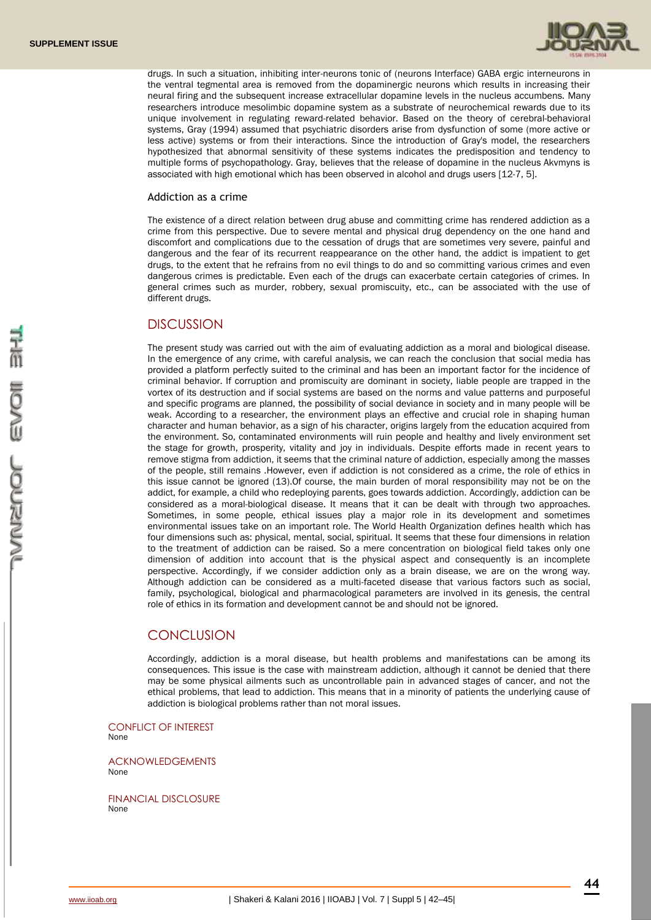drugs. In such a situation, inhibiting inter-neurons tonic of (neurons Interface) GABA ergic interneurons in the ventral tegmental area is removed from the dopaminergic neurons which results in increasing their neural firing and the subsequent increase extracellular dopamine levels in the nucleus accumbens. Many researchers introduce mesolimbic dopamine system as a substrate of neurochemical rewards due to its unique involvement in regulating reward-related behavior. Based on the theory of cerebral-behavioral systems, Gray (1994) assumed that psychiatric disorders arise from dysfunction of some (more active or less active) systems or from their interactions. Since the introduction of Gray's model, the researchers hypothesized that abnormal sensitivity of these systems indicates the predisposition and tendency to multiple forms of psychopathology. Gray, believes that the release of dopamine in the nucleus Akvmyns is associated with high emotional which has been observed in alcohol and drugs users [12-7, 5].

### Addiction as a crime

The existence of a direct relation between drug abuse and committing crime has rendered addiction as a crime from this perspective. Due to severe mental and physical drug dependency on the one hand and discomfort and complications due to the cessation of drugs that are sometimes very severe, painful and dangerous and the fear of its recurrent reappearance on the other hand, the addict is impatient to get drugs, to the extent that he refrains from no evil things to do and so committing various crimes and even dangerous crimes is predictable. Even each of the drugs can exacerbate certain categories of crimes. In general crimes such as murder, robbery, sexual promiscuity, etc., can be associated with the use of different drugs.

## DISCUSSION

The present study was carried out with the aim of evaluating addiction as a moral and biological disease. In the emergence of any crime, with careful analysis, we can reach the conclusion that social media has provided a platform perfectly suited to the criminal and has been an important factor for the incidence of criminal behavior. If corruption and promiscuity are dominant in society, liable people are trapped in the vortex of its destruction and if social systems are based on the norms and value patterns and purposeful and specific programs are planned, the possibility of social deviance in society and in many people will be weak. According to a researcher, the environment plays an effective and crucial role in shaping human character and human behavior, as a sign of his character, origins largely from the education acquired from the environment. So, contaminated environments will ruin people and healthy and lively environment set the stage for growth, prosperity, vitality and joy in individuals. Despite efforts made in recent years to remove stigma from addiction, it seems that the criminal nature of addiction, especially among the masses of the people, still remains .However, even if addiction is not considered as a crime, the role of ethics in this issue cannot be ignored (13).Of course, the main burden of moral responsibility may not be on the addict, for example, a child who redeploying parents, goes towards addiction. Accordingly, addiction can be considered as a moral-biological disease. It means that it can be dealt with through two approaches. Sometimes, in some people, ethical issues play a major role in its development and sometimes environmental issues take on an important role. The World Health Organization defines health which has four dimensions such as: physical, mental, social, spiritual. It seems that these four dimensions in relation to the treatment of addiction can be raised. So a mere concentration on biological field takes only one dimension of addition into account that is the physical aspect and consequently is an incomplete perspective. Accordingly, if we consider addiction only as a brain disease, we are on the wrong way. Although addiction can be considered as a multi-faceted disease that various factors such as social, family, psychological, biological and pharmacological parameters are involved in its genesis, the central role of ethics in its formation and development cannot be and should not be ignored.

## CONCLUSION

Accordingly, addiction is a moral disease, but health problems and manifestations can be among its consequences. This issue is the case with mainstream addiction, although it cannot be denied that there may be some physical ailments such as uncontrollable pain in advanced stages of cancer, and not the ethical problems, that lead to addiction. This means that in a minority of patients the underlying cause of addiction is biological problems rather than not moral issues.

CONFLICT OF INTEREST
None

ACKNOWLEDGEMENTS
None

FINANCIAL DISCLOSURE
None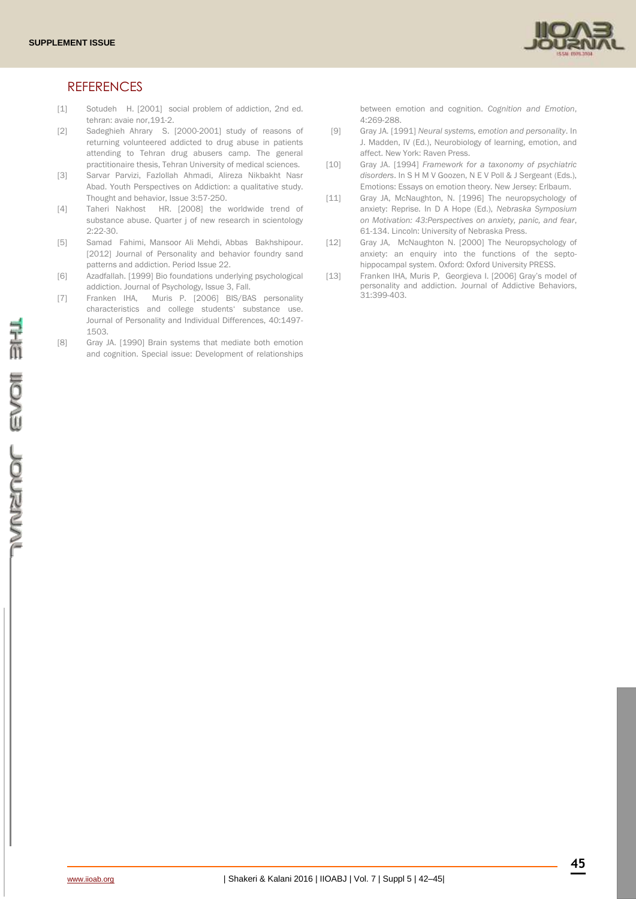## REFERENCES

[1] Sotudeh H. [2001] social problem of addiction, 2nd ed. tehran: avaie nor,191-2.

[2] Sadeghieh Ahrary S. [2000-2001] study of reasons of returning volunteered addicted to drug abuse in patients attending to Tehran drug abusers camp. The general practitionaire thesis, Tehran University of medical sciences.

[3] Sarvar Parvizi, Fazlollah Ahmadi, Alireza Nikbakht Nasr Abad. Youth Perspectives on Addiction: a qualitative study. Thought and behavior, Issue 3:57-250.

[4] Taheri Nakhost HR. [2008] the worldwide trend of substance abuse. Quarter j of new research in scientology 2:22-30.

[5] Samad Fahimi, Mansoor Ali Mehdi, Abbas Bakhshipour. [2012] Journal of Personality and behavior foundry sand patterns and addiction. Period Issue 22.

[6] Azadfallah. [1999] Bio foundations underlying psychological addiction. Journal of Psychology, Issue 3, Fall.

[7] Franken IHA, Muris P. [2006] BIS/BAS personality characteristics and college students' substance use. Journal of Personality and Individual Differences, 40:1497-1503.

[8] Gray JA. [1990] Brain systems that mediate both emotion and cognition. Special issue: Development of relationships between emotion and cognition. *Cognition and Emotion*, 4:269-288.

[9] Gray JA. [1991] *Neural systems, emotion and personality*. In J. Madden, IV (Ed.), Neurobiology of learning, emotion, and affect. New York: Raven Press.

[10] Gray JA. [1994] *Framework for a taxonomy of psychiatric disorders*. In S H M V Goozen, N E V Poll & J Sergeant (Eds.), Emotions: Essays on emotion theory. New Jersey: Erlbaum.

[11] Gray JA, McNaughton, N. [1996] The neuropsychology of anxiety: Reprise. In D A Hope (Ed.), *Nebraska Symposium on Motivation: 43:Perspectives on anxiety, panic, and fear*, 61-134. Lincoln: University of Nebraska Press.

[12] Gray JA, McNaughton N. [2000] The Neuropsychology of anxiety: an enquiry into the functions of the septo-hippocampal system. Oxford: Oxford University PRESS.

[13] Franken IHA, Muris P, Georgieva I. [2006] Gray's model of personality and addiction. Journal of Addictive Behaviors, 31:399-403.